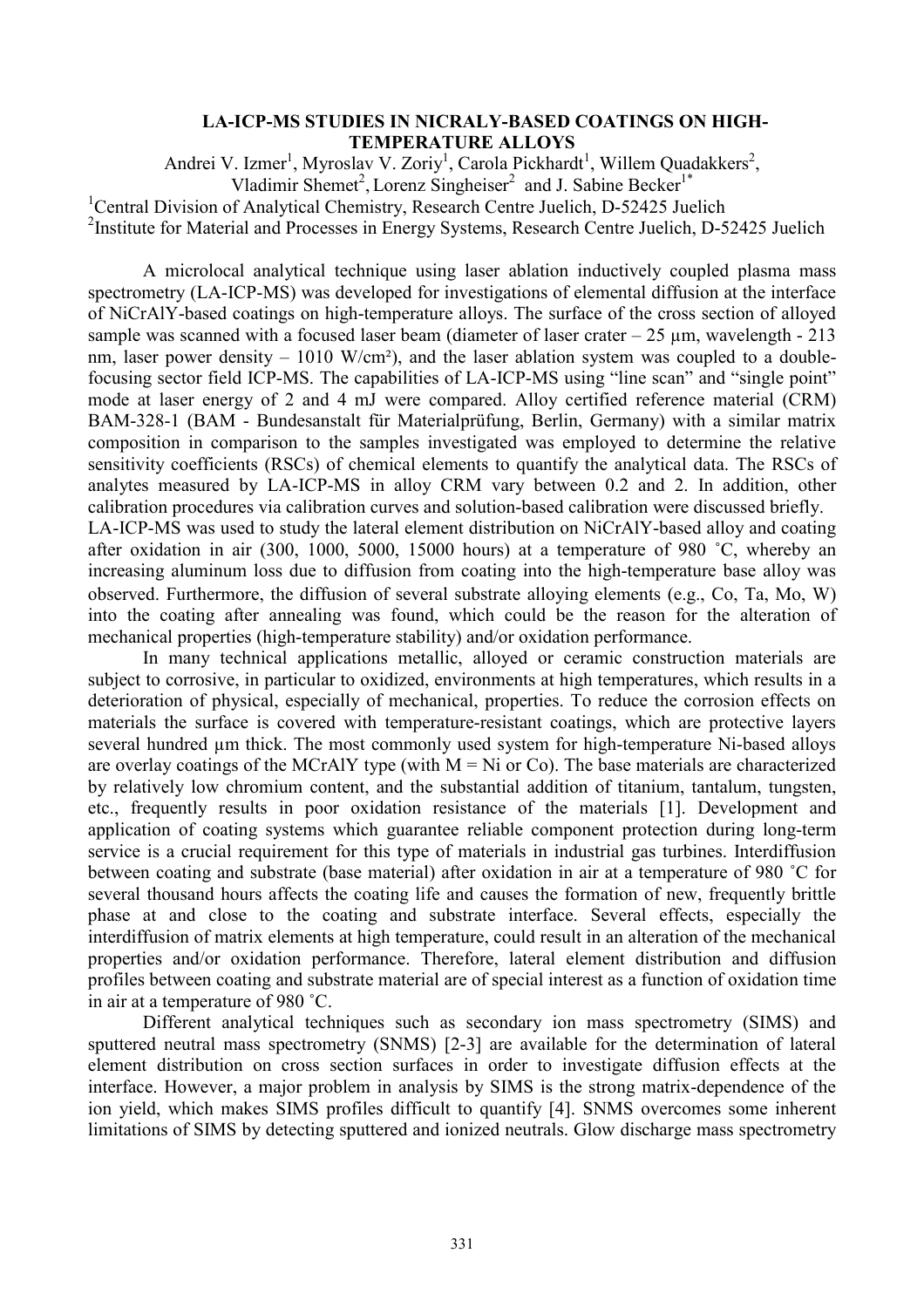# LA-ICP-MS STUDIES IN NICRALY-BASED COATINGS ON HIGH-TEMPERATURE ALLOYS

Andrei V. Izmer[1], Myroslav V. Zoriy[1], Carola Pickhardt[1], Willem Quadakkers[2], Vladimir Shemet[2], Lorenz Singheiser[2] and J. Sabine Becker[1*]

[1]Central Division of Analytical Chemistry, Research Centre Juelich, D-52425 Juelich

[2]Institute for Material and Processes in Energy Systems, Research Centre Juelich, D-52425 Juelich

A microlocal analytical technique using laser ablation inductively coupled plasma mass spectrometry (LA-ICP-MS) was developed for investigations of elemental diffusion at the interface of NiCrAlY-based coatings on high-temperature alloys. The surface of the cross section of alloyed sample was scanned with a focused laser beam (diameter of laser crater – 25 µm, wavelength - 213 nm, laser power density – 1010 W/cm²), and the laser ablation system was coupled to a double-focusing sector field ICP-MS. The capabilities of LA-ICP-MS using "line scan" and "single point" mode at laser energy of 2 and 4 mJ were compared. Alloy certified reference material (CRM) BAM-328-1 (BAM - Bundesanstalt für Materialprüfung, Berlin, Germany) with a similar matrix composition in comparison to the samples investigated was employed to determine the relative sensitivity coefficients (RSCs) of chemical elements to quantify the analytical data. The RSCs of analytes measured by LA-ICP-MS in alloy CRM vary between 0.2 and 2. In addition, other calibration procedures via calibration curves and solution-based calibration were discussed briefly.

LA-ICP-MS was used to study the lateral element distribution on NiCrAlY-based alloy and coating after oxidation in air (300, 1000, 5000, 15000 hours) at a temperature of 980 ˚C, whereby an increasing aluminum loss due to diffusion from coating into the high-temperature base alloy was observed. Furthermore, the diffusion of several substrate alloying elements (e.g., Co, Ta, Mo, W) into the coating after annealing was found, which could be the reason for the alteration of mechanical properties (high-temperature stability) and/or oxidation performance.

In many technical applications metallic, alloyed or ceramic construction materials are subject to corrosive, in particular to oxidized, environments at high temperatures, which results in a deterioration of physical, especially of mechanical, properties. To reduce the corrosion effects on materials the surface is covered with temperature-resistant coatings, which are protective layers several hundred µm thick. The most commonly used system for high-temperature Ni-based alloys are overlay coatings of the MCrAlY type (with M = Ni or Co). The base materials are characterized by relatively low chromium content, and the substantial addition of titanium, tantalum, tungsten, etc., frequently results in poor oxidation resistance of the materials [1]. Development and application of coating systems which guarantee reliable component protection during long-term service is a crucial requirement for this type of materials in industrial gas turbines. Interdiffusion between coating and substrate (base material) after oxidation in air at a temperature of 980 ˚C for several thousand hours affects the coating life and causes the formation of new, frequently brittle phase at and close to the coating and substrate interface. Several effects, especially the interdiffusion of matrix elements at high temperature, could result in an alteration of the mechanical properties and/or oxidation performance. Therefore, lateral element distribution and diffusion profiles between coating and substrate material are of special interest as a function of oxidation time in air at a temperature of 980 ˚C.

Different analytical techniques such as secondary ion mass spectrometry (SIMS) and sputtered neutral mass spectrometry (SNMS) [2-3] are available for the determination of lateral element distribution on cross section surfaces in order to investigate diffusion effects at the interface. However, a major problem in analysis by SIMS is the strong matrix-dependence of the ion yield, which makes SIMS profiles difficult to quantify [4]. SNMS overcomes some inherent limitations of SIMS by detecting sputtered and ionized neutrals. Glow discharge mass spectrometry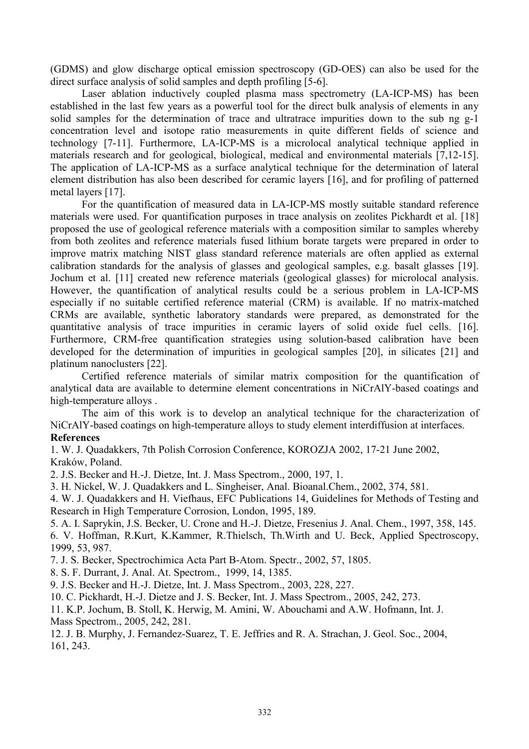(GDMS) and glow discharge optical emission spectroscopy (GD-OES) can also be used for the direct surface analysis of solid samples and depth profiling [5-6].

Laser ablation inductively coupled plasma mass spectrometry (LA-ICP-MS) has been established in the last few years as a powerful tool for the direct bulk analysis of elements in any solid samples for the determination of trace and ultratrace impurities down to the sub ng g-1 concentration level and isotope ratio measurements in quite different fields of science and technology [7-11]. Furthermore, LA-ICP-MS is a microlocal analytical technique applied in materials research and for geological, biological, medical and environmental materials [7,12-15]. The application of LA-ICP-MS as a surface analytical technique for the determination of lateral element distribution has also been described for ceramic layers [16], and for profiling of patterned metal layers [17].

For the quantification of measured data in LA-ICP-MS mostly suitable standard reference materials were used. For quantification purposes in trace analysis on zeolites Pickhardt et al. [18] proposed the use of geological reference materials with a composition similar to samples whereby from both zeolites and reference materials fused lithium borate targets were prepared in order to improve matrix matching NIST glass standard reference materials are often applied as external calibration standards for the analysis of glasses and geological samples, e.g. basalt glasses [19]. Jochum et al. [11] created new reference materials (geological glasses) for microlocal analysis. However, the quantification of analytical results could be a serious problem in LA-ICP-MS especially if no suitable certified reference material (CRM) is available. If no matrix-matched CRMs are available, synthetic laboratory standards were prepared, as demonstrated for the quantitative analysis of trace impurities in ceramic layers of solid oxide fuel cells. [16]. Furthermore, CRM-free quantification strategies using solution-based calibration have been developed for the determination of impurities in geological samples [20], in silicates [21] and platinum nanoclusters [22].

Certified reference materials of similar matrix composition for the quantification of analytical data are available to determine element concentrations in NiCrAlY-based coatings and high-temperature alloys .

The aim of this work is to develop an analytical technique for the characterization of NiCrAlY-based coatings on high-temperature alloys to study element interdiffusion at interfaces.

**References**

1. W. J. Quadakkers, 7th Polish Corrosion Conference, KOROZJA 2002, 17-21 June 2002, Kraków, Poland.
2. J.S. Becker and H.-J. Dietze, Int. J. Mass Spectrom., 2000, 197, 1.
3. H. Nickel, W. J. Quadakkers and L. Singheiser, Anal. Bioanal.Chem., 2002, 374, 581.
4. W. J. Quadakkers and H. Viefhaus, EFC Publications 14, Guidelines for Methods of Testing and Research in High Temperature Corrosion, London, 1995, 189.
5. A. I. Saprykin, J.S. Becker, U. Crone and H.-J. Dietze, Fresenius J. Anal. Chem., 1997, 358, 145.
6. V. Hoffman, R.Kurt, K.Kammer, R.Thielsch, Th.Wirth and U. Beck, Applied Spectroscopy, 1999, 53, 987.
7. J. S. Becker, Spectrochimica Acta Part B-Atom. Spectr., 2002, 57, 1805.
8. S. F. Durrant, J. Anal. At. Spectrom., 1999, 14, 1385.
9. J.S. Becker and H.-J. Dietze, Int. J. Mass Spectrom., 2003, 228, 227.
10. C. Pickhardt, H.-J. Dietze and J. S. Becker, Int. J. Mass Spectrom., 2005, 242, 273.
11. K.P. Jochum, B. Stoll, K. Herwig, M. Amini, W. Abouchami and A.W. Hofmann, Int. J. Mass Spectrom., 2005, 242, 281.
12. J. B. Murphy, J. Fernandez-Suarez, T. E. Jeffries and R. A. Strachan, J. Geol. Soc., 2004, 161, 243.